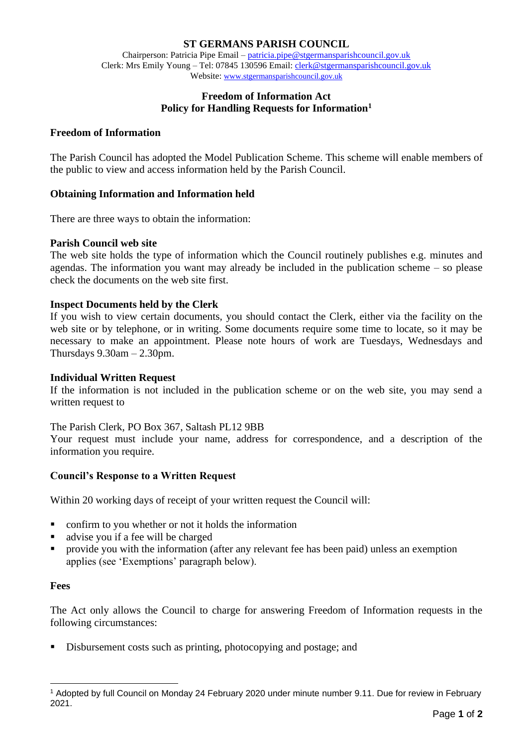# ST GERMANS PARISH COUNCIL

Chairperson: Patricia Pipe Email – patricia.pipe@stgermansparishcouncil.gov.uk
Clerk: Mrs Emily Young – Tel: 07845 130596 Email: clerk@stgermansparishcouncil.gov.uk
Website: www.stgermansparishcouncil.gov.uk

## Freedom of Information Act
## Policy for Handling Requests for Information[1]

### Freedom of Information

The Parish Council has adopted the Model Publication Scheme. This scheme will enable members of the public to view and access information held by the Parish Council.

### Obtaining Information and Information held

There are three ways to obtain the information:

**Parish Council web site**
The web site holds the type of information which the Council routinely publishes e.g. minutes and agendas. The information you want may already be included in the publication scheme – so please check the documents on the web site first.

**Inspect Documents held by the Clerk**
If you wish to view certain documents, you should contact the Clerk, either via the facility on the web site or by telephone, or in writing. Some documents require some time to locate, so it may be necessary to make an appointment. Please note hours of work are Tuesdays, Wednesdays and Thursdays 9.30am – 2.30pm.

**Individual Written Request**
If the information is not included in the publication scheme or on the web site, you may send a written request to

The Parish Clerk, PO Box 367, Saltash PL12 9BB
Your request must include your name, address for correspondence, and a description of the information you require.

### Council's Response to a Written Request

Within 20 working days of receipt of your written request the Council will:

- confirm to you whether or not it holds the information
- advise you if a fee will be charged
- provide you with the information (after any relevant fee has been paid) unless an exemption applies (see 'Exemptions' paragraph below).

### Fees

The Act only allows the Council to charge for answering Freedom of Information requests in the following circumstances:

- Disbursement costs such as printing, photocopying and postage; and

[1] Adopted by full Council on Monday 24 February 2020 under minute number 9.11. Due for review in February 2021.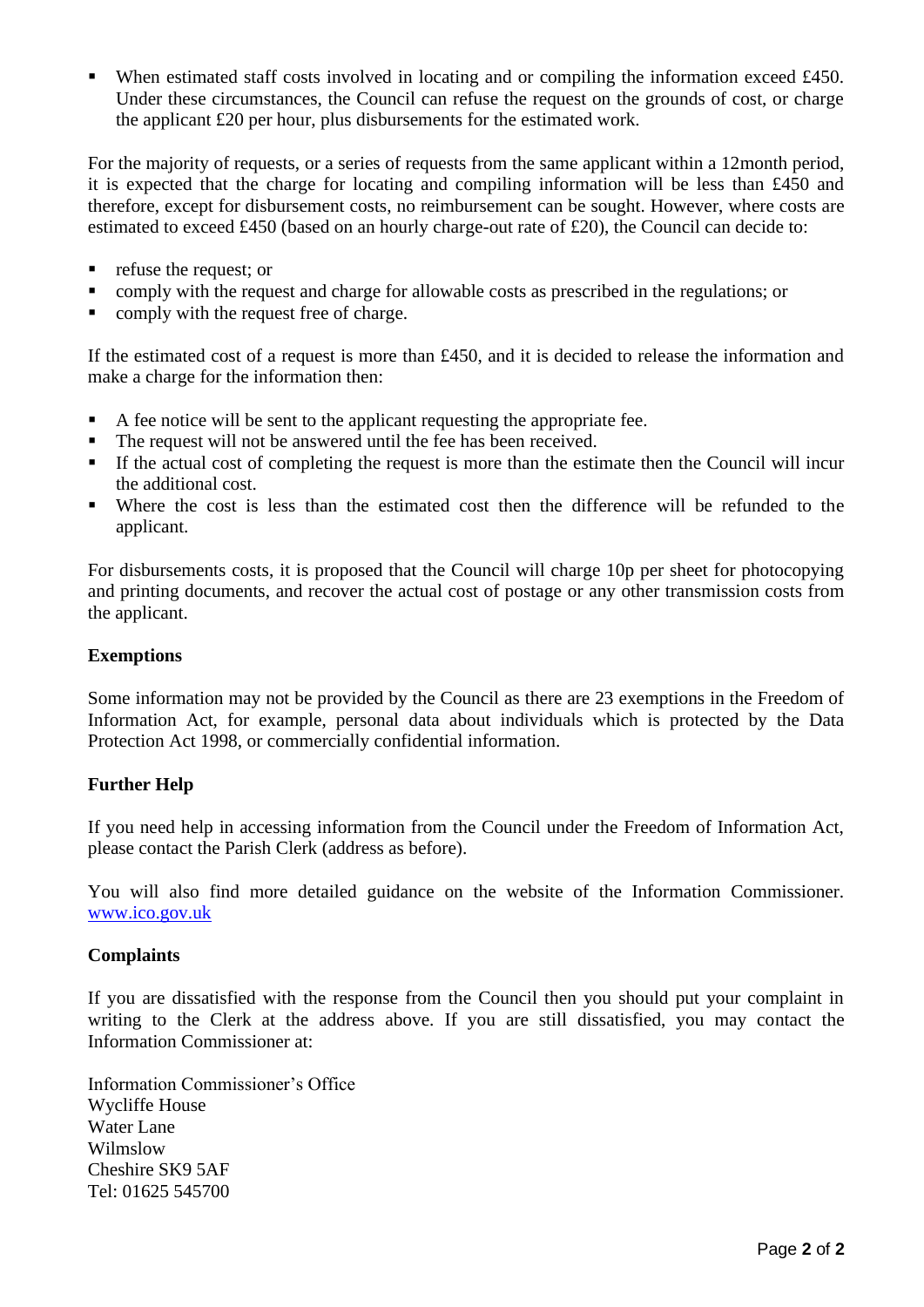- When estimated staff costs involved in locating and or compiling the information exceed £450. Under these circumstances, the Council can refuse the request on the grounds of cost, or charge the applicant £20 per hour, plus disbursements for the estimated work.

For the majority of requests, or a series of requests from the same applicant within a 12month period, it is expected that the charge for locating and compiling information will be less than £450 and therefore, except for disbursement costs, no reimbursement can be sought. However, where costs are estimated to exceed £450 (based on an hourly charge-out rate of £20), the Council can decide to:

- refuse the request; or
- comply with the request and charge for allowable costs as prescribed in the regulations; or
- comply with the request free of charge.

If the estimated cost of a request is more than £450, and it is decided to release the information and make a charge for the information then:

- A fee notice will be sent to the applicant requesting the appropriate fee.
- The request will not be answered until the fee has been received.
- If the actual cost of completing the request is more than the estimate then the Council will incur the additional cost.
- Where the cost is less than the estimated cost then the difference will be refunded to the applicant.

For disbursements costs, it is proposed that the Council will charge 10p per sheet for photocopying and printing documents, and recover the actual cost of postage or any other transmission costs from the applicant.

**Exemptions**

Some information may not be provided by the Council as there are 23 exemptions in the Freedom of Information Act, for example, personal data about individuals which is protected by the Data Protection Act 1998, or commercially confidential information.

**Further Help**

If you need help in accessing information from the Council under the Freedom of Information Act, please contact the Parish Clerk (address as before).

You will also find more detailed guidance on the website of the Information Commissioner. [www.ico.gov.uk](http://www.ico.gov.uk)

**Complaints**

If you are dissatisfied with the response from the Council then you should put your complaint in writing to the Clerk at the address above. If you are still dissatisfied, you may contact the Information Commissioner at:

Information Commissioner's Office
Wycliffe House
Water Lane
Wilmslow
Cheshire SK9 5AF
Tel: 01625 545700